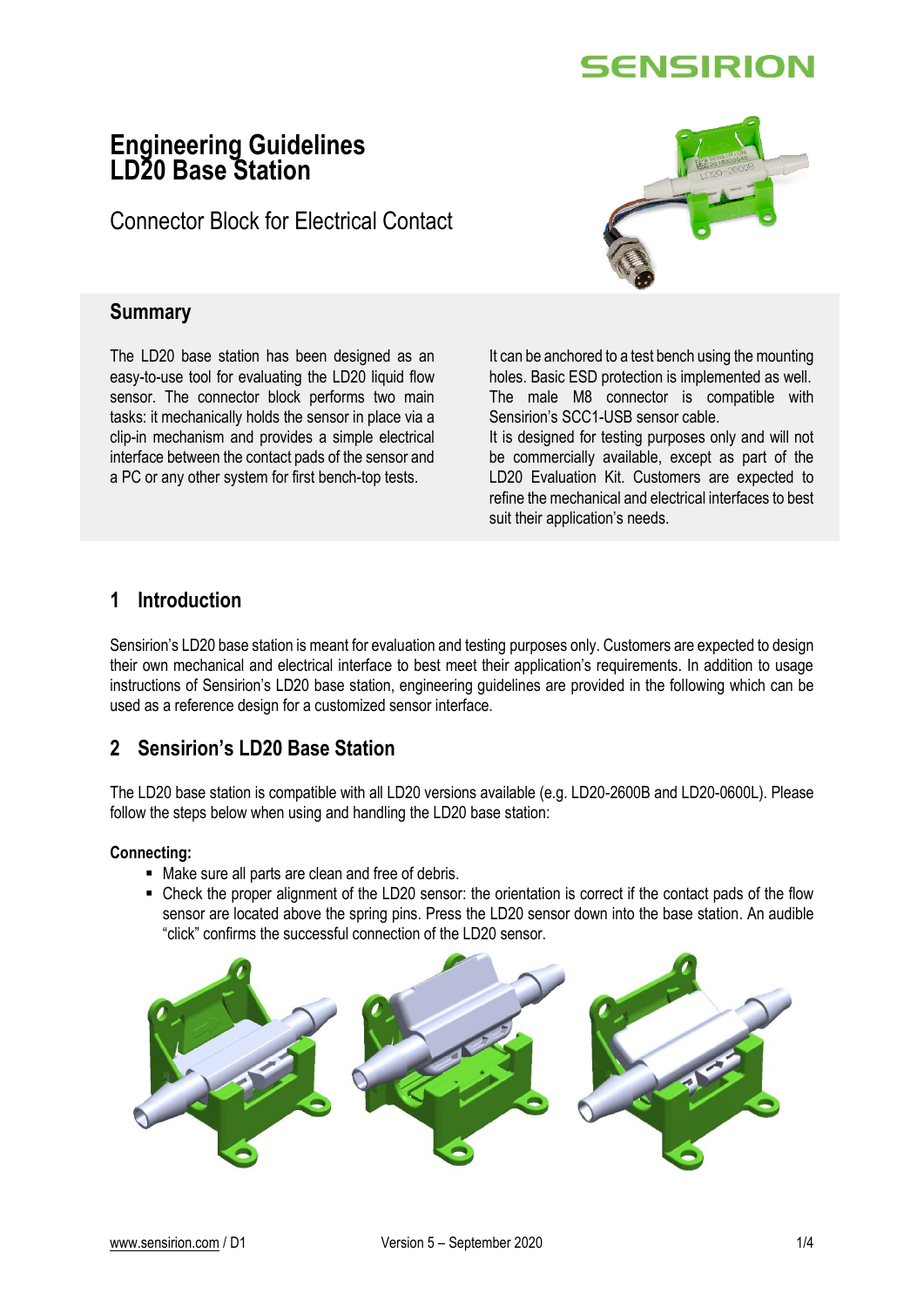# Engineering Guidelines LD20 Base Station

Connector Block for Electrical Contact

## Summary

The LD20 base station has been designed as an easy-to-use tool for evaluating the LD20 liquid flow sensor. The connector block performs two main tasks: it mechanically holds the sensor in place via a clip-in mechanism and provides a simple electrical interface between the contact pads of the sensor and a PC or any other system for first bench-top tests.

It can be anchored to a test bench using the mounting holes. Basic ESD protection is implemented as well. The male M8 connector is compatible with Sensirion's SCC1-USB sensor cable.

It is designed for testing purposes only and will not be commercially available, except as part of the LD20 Evaluation Kit. Customers are expected to refine the mechanical and electrical interfaces to best suit their application's needs.

## 1 Introduction

Sensirion's LD20 base station is meant for evaluation and testing purposes only. Customers are expected to design their own mechanical and electrical interface to best meet their application's requirements. In addition to usage instructions of Sensirion's LD20 base station, engineering guidelines are provided in the following which can be used as a reference design for a customized sensor interface.

## 2 Sensirion's LD20 Base Station

The LD20 base station is compatible with all LD20 versions available (e.g. LD20-2600B and LD20-0600L). Please follow the steps below when using and handling the LD20 base station:

**Connecting:**

- Make sure all parts are clean and free of debris.
- Check the proper alignment of the LD20 sensor: the orientation is correct if the contact pads of the flow sensor are located above the spring pins. Press the LD20 sensor down into the base station. An audible "click" confirms the successful connection of the LD20 sensor.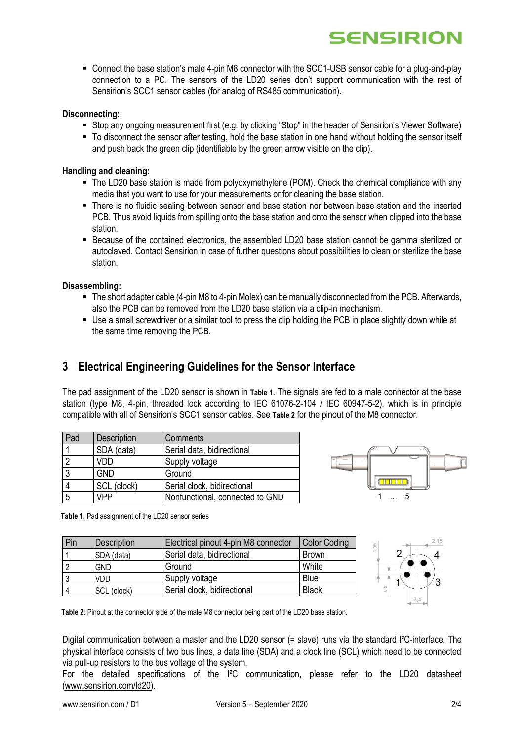- Connect the base station's male 4-pin M8 connector with the SCC1-USB sensor cable for a plug-and-play connection to a PC. The sensors of the LD20 series don't support communication with the rest of Sensirion's SCC1 sensor cables (for analog of RS485 communication).

**Disconnecting:**

- Stop any ongoing measurement first (e.g. by clicking "Stop" in the header of Sensirion's Viewer Software)
- To disconnect the sensor after testing, hold the base station in one hand without holding the sensor itself and push back the green clip (identifiable by the green arrow visible on the clip).

**Handling and cleaning:**

- The LD20 base station is made from polyoxymethylene (POM). Check the chemical compliance with any media that you want to use for your measurements or for cleaning the base station.
- There is no fluidic sealing between sensor and base station nor between base station and the inserted PCB. Thus avoid liquids from spilling onto the base station and onto the sensor when clipped into the base station.
- Because of the contained electronics, the assembled LD20 base station cannot be gamma sterilized or autoclaved. Contact Sensirion in case of further questions about possibilities to clean or sterilize the base station.

**Disassembling:**

- The short adapter cable (4-pin M8 to 4-pin Molex) can be manually disconnected from the PCB. Afterwards, also the PCB can be removed from the LD20 base station via a clip-in mechanism.
- Use a small screwdriver or a similar tool to press the clip holding the PCB in place slightly down while at the same time removing the PCB.

## 3 Electrical Engineering Guidelines for the Sensor Interface

The pad assignment of the LD20 sensor is shown in **Table 1**. The signals are fed to a male connector at the base station (type M8, 4-pin, threaded lock according to IEC 61076-2-104 / IEC 60947-5-2), which is in principle compatible with all of Sensirion's SCC1 sensor cables. See **Table 2** for the pinout of the M8 connector.

| Pad | Description | Comments |
|---|---|---|
| 1 | SDA (data) | Serial data, bidirectional |
| 2 | VDD | Supply voltage |
| 3 | GND | Ground |
| 4 | SCL (clock) | Serial clock, bidirectional |
| 5 | VPP | Nonfunctional, connected to GND |

1 … 5

**Table 1**: Pad assignment of the LD20 sensor series

| Pin | Description | Electrical pinout 4-pin M8 connector | Color Coding |
|---|---|---|---|
| 1 | SDA (data) | Serial data, bidirectional | Brown |
| 2 | GND | Ground | White |
| 3 | VDD | Supply voltage | Blue |
| 4 | SCL (clock) | Serial clock, bidirectional | Black |

**Table 2**: Pinout at the connector side of the male M8 connector being part of the LD20 base station.

Digital communication between a master and the LD20 sensor (= slave) runs via the standard I²C-interface. The physical interface consists of two bus lines, a data line (SDA) and a clock line (SCL) which need to be connected via pull-up resistors to the bus voltage of the system.
For the detailed specifications of the I²C communication, please refer to the LD20 datasheet (www.sensirion.com/ld20).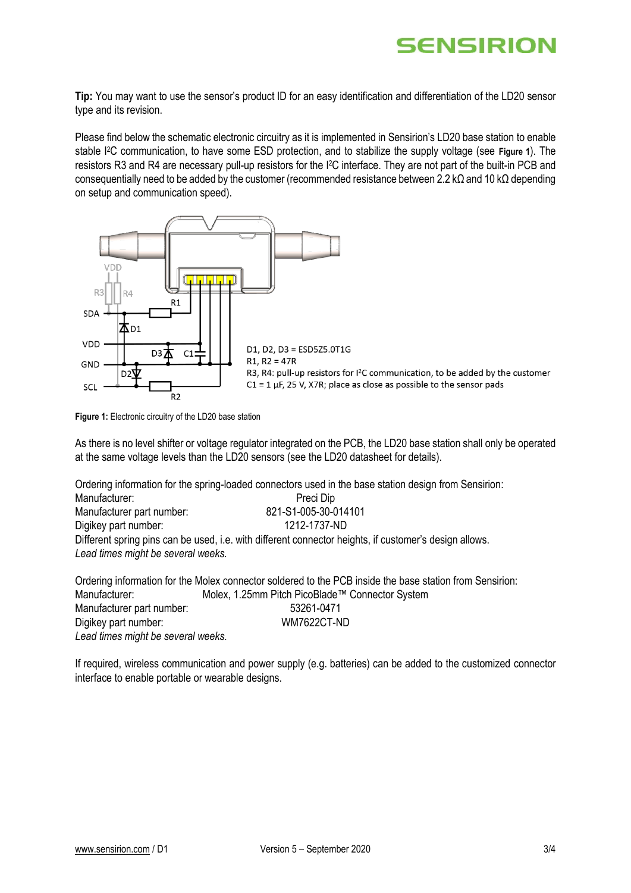**Tip:** You may want to use the sensor's product ID for an easy identification and differentiation of the LD20 sensor type and its revision.

Please find below the schematic electronic circuitry as it is implemented in Sensirion's LD20 base station to enable stable I²C communication, to have some ESD protection, and to stabilize the supply voltage (see **Figure 1**). The resistors R3 and R4 are necessary pull-up resistors for the I²C interface. They are not part of the built-in PCB and consequentially need to be added by the customer (recommended resistance between 2.2 kΩ and 10 kΩ depending on setup and communication speed).

D1, D2, D3 = ESD5Z5.0T1G
R1, R2 = 47R
R3, R4: pull-up resistors for I²C communication, to be added by the customer
C1 = 1 µF, 25 V, X7R; place as close as possible to the sensor pads

**Figure 1:** Electronic circuitry of the LD20 base station

As there is no level shifter or voltage regulator integrated on the PCB, the LD20 base station shall only be operated at the same voltage levels than the LD20 sensors (see the LD20 datasheet for details).

Ordering information for the spring-loaded connectors used in the base station design from Sensirion:
Manufacturer: Preci Dip
Manufacturer part number: 821-S1-005-30-014101
Digikey part number: 1212-1737-ND
Different spring pins can be used, i.e. with different connector heights, if customer's design allows.
*Lead times might be several weeks.*

Ordering information for the Molex connector soldered to the PCB inside the base station from Sensirion:
Manufacturer: Molex, 1.25mm Pitch PicoBlade™ Connector System
Manufacturer part number: 53261-0471
Digikey part number: WM7622CT-ND
*Lead times might be several weeks.*

If required, wireless communication and power supply (e.g. batteries) can be added to the customized connector interface to enable portable or wearable designs.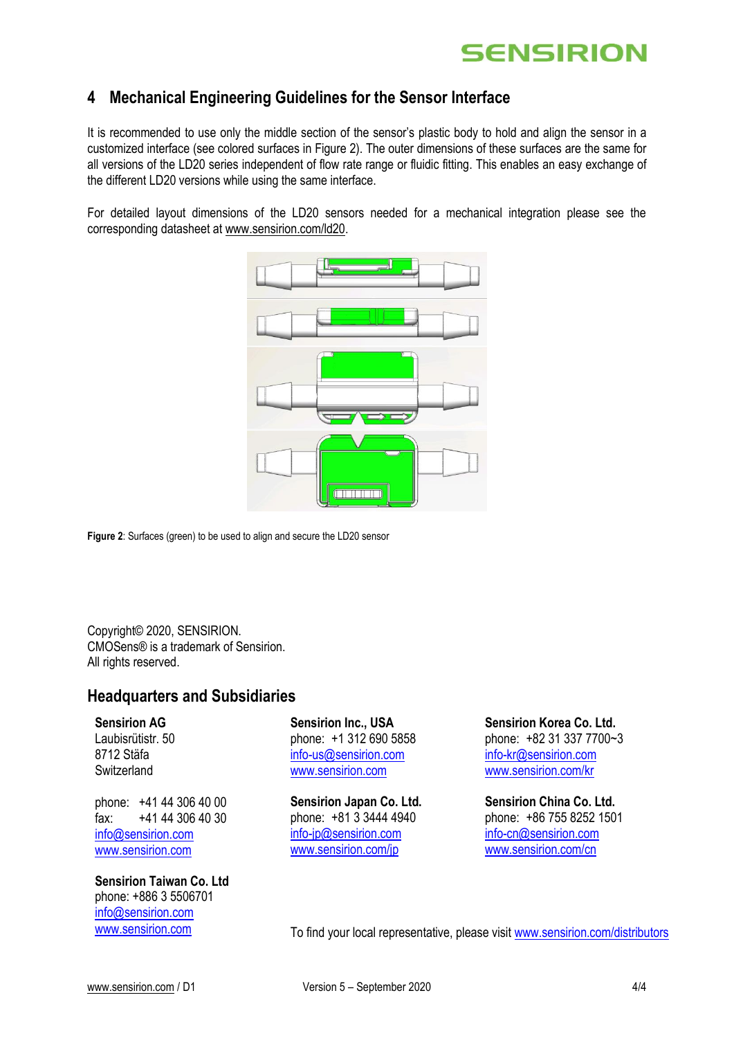## 4 Mechanical Engineering Guidelines for the Sensor Interface

It is recommended to use only the middle section of the sensor's plastic body to hold and align the sensor in a customized interface (see colored surfaces in Figure 2). The outer dimensions of these surfaces are the same for all versions of the LD20 series independent of flow rate range or fluidic fitting. This enables an easy exchange of the different LD20 versions while using the same interface.

For detailed layout dimensions of the LD20 sensors needed for a mechanical integration please see the corresponding datasheet at www.sensirion.com/ld20.

**Figure 2**: Surfaces (green) to be used to align and secure the LD20 sensor

Copyright© 2020, SENSIRION.
CMOSens® is a trademark of Sensirion.
All rights reserved.

## Headquarters and Subsidiaries

**Sensirion AG**
Laubisrütistr. 50
8712 Stäfa
Switzerland

phone: +41 44 306 40 00
fax: +41 44 306 40 30
info@sensirion.com
www.sensirion.com

**Sensirion Taiwan Co. Ltd**
phone: +886 3 5506701
info@sensirion.com
www.sensirion.com

**Sensirion Inc., USA**
phone: +1 312 690 5858
info-us@sensirion.com
www.sensirion.com

**Sensirion Japan Co. Ltd.**
phone: +81 3 3444 4940
info-jp@sensirion.com
www.sensirion.com/jp

**Sensirion Korea Co. Ltd.**
phone: +82 31 337 7700~3
info-kr@sensirion.com
www.sensirion.com/kr

**Sensirion China Co. Ltd.**
phone: +86 755 8252 1501
info-cn@sensirion.com
www.sensirion.com/cn

To find your local representative, please visit www.sensirion.com/distributors